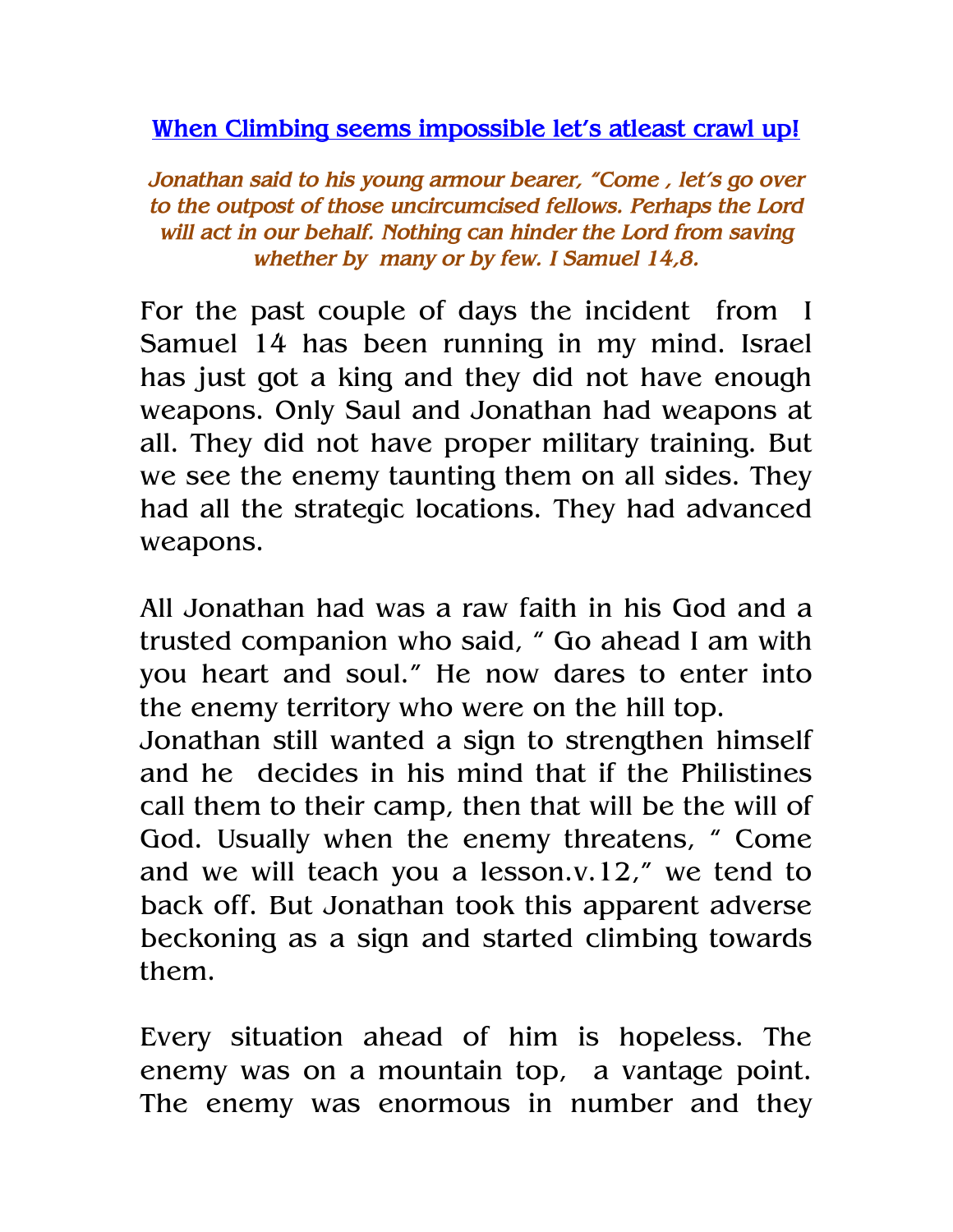# When Climbing seems impossible let's atleast crawl up!

*Jonathan said to his young armour bearer, "Come , let's go over to the outpost of those uncircumcised fellows. Perhaps the Lord will act in our behalf. Nothing can hinder the Lord from saving whether by many or by few. I Samuel 14,8.*

For the past couple of days the incident from I Samuel 14 has been running in my mind. Israel has just got a king and they did not have enough weapons. Only Saul and Jonathan had weapons at all. They did not have proper military training. But we see the enemy taunting them on all sides. They had all the strategic locations. They had advanced weapons.

All Jonathan had was a raw faith in his God and a trusted companion who said, " Go ahead I am with you heart and soul." He now dares to enter into the enemy territory who were on the hill top.
Jonathan still wanted a sign to strengthen himself and he decides in his mind that if the Philistines call them to their camp, then that will be the will of God. Usually when the enemy threatens, " Come and we will teach you a lesson.v.12," we tend to back off. But Jonathan took this apparent adverse beckoning as a sign and started climbing towards them.

Every situation ahead of him is hopeless. The enemy was on a mountain top, a vantage point. The enemy was enormous in number and they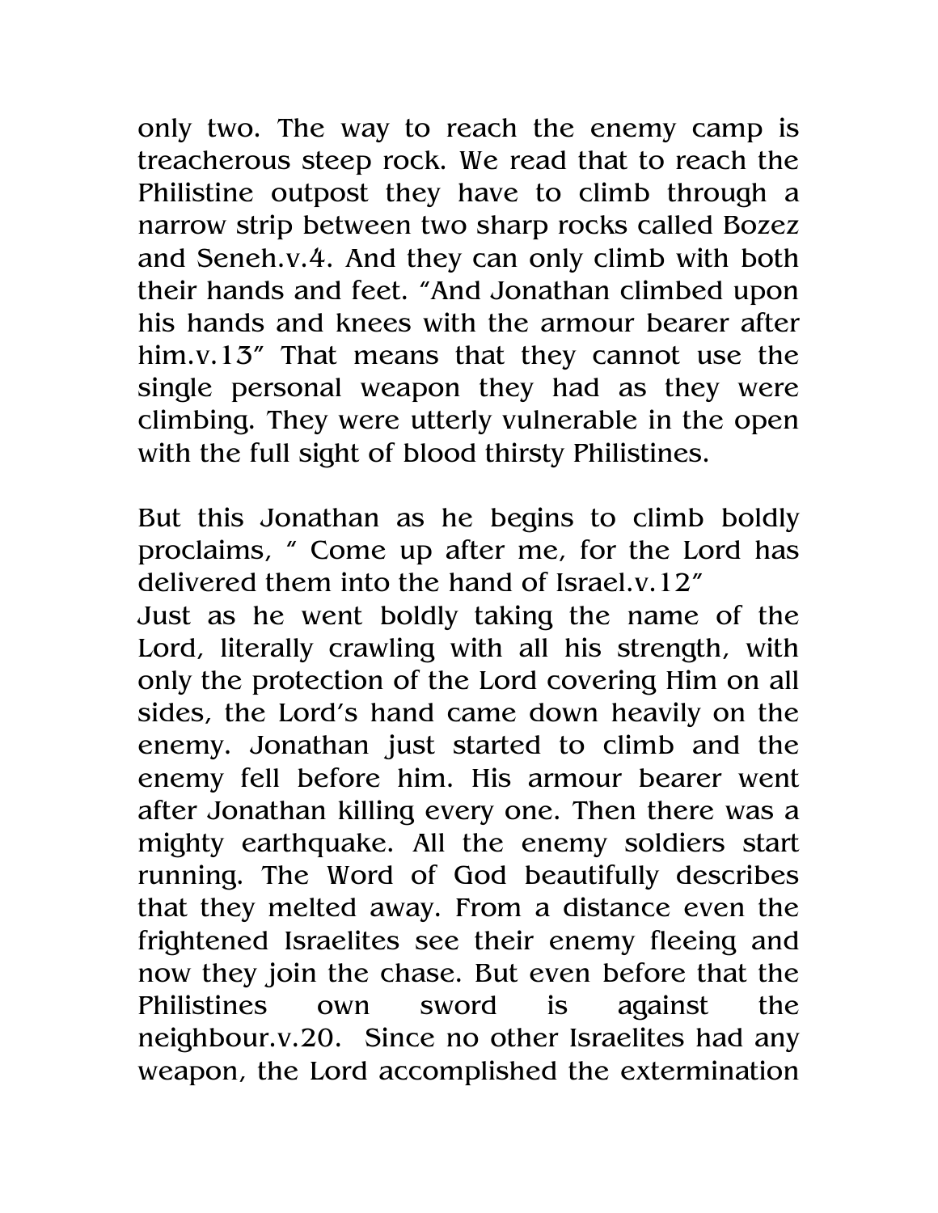only two. The way to reach the enemy camp is treacherous steep rock. We read that to reach the Philistine outpost they have to climb through a narrow strip between two sharp rocks called Bozez and Seneh.v.4. And they can only climb with both their hands and feet. “And Jonathan climbed upon his hands and knees with the armour bearer after him.v.13” That means that they cannot use the single personal weapon they had as they were climbing. They were utterly vulnerable in the open with the full sight of blood thirsty Philistines.

But this Jonathan as he begins to climb boldly proclaims, “ Come up after me, for the Lord has delivered them into the hand of Israel.v.12”
Just as he went boldly taking the name of the Lord, literally crawling with all his strength, with only the protection of the Lord covering Him on all sides, the Lord’s hand came down heavily on the enemy. Jonathan just started to climb and the enemy fell before him. His armour bearer went after Jonathan killing every one. Then there was a mighty earthquake. All the enemy soldiers start running. The Word of God beautifully describes that they melted away. From a distance even the frightened Israelites see their enemy fleeing and now they join the chase. But even before that the Philistines own sword is against the neighbour.v.20. Since no other Israelites had any weapon, the Lord accomplished the extermination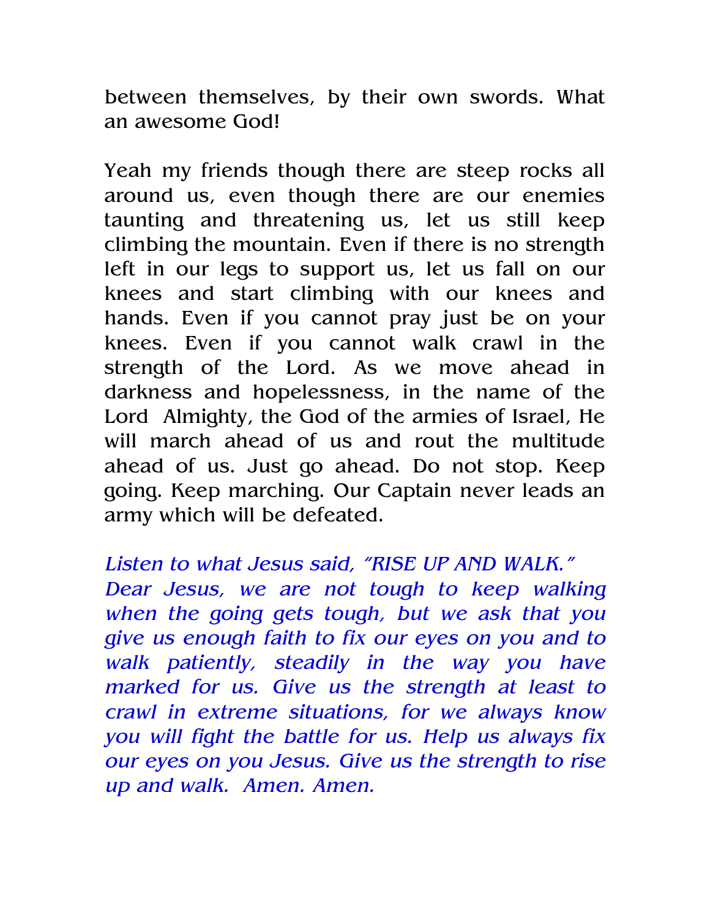between themselves, by their own swords. What an awesome God!

Yeah my friends though there are steep rocks all around us, even though there are our enemies taunting and threatening us, let us still keep climbing the mountain. Even if there is no strength left in our legs to support us, let us fall on our knees and start climbing with our knees and hands. Even if you cannot pray just be on your knees. Even if you cannot walk crawl in the strength of the Lord. As we move ahead in darkness and hopelessness, in the name of the Lord Almighty, the God of the armies of Israel, He will march ahead of us and rout the multitude ahead of us. Just go ahead. Do not stop. Keep going. Keep marching. Our Captain never leads an army which will be defeated.

*Listen to what Jesus said, "RISE UP AND WALK."*
*Dear Jesus, we are not tough to keep walking when the going gets tough, but we ask that you give us enough faith to fix our eyes on you and to walk patiently, steadily in the way you have marked for us. Give us the strength at least to crawl in extreme situations, for we always know you will fight the battle for us. Help us always fix our eyes on you Jesus. Give us the strength to rise up and walk. Amen. Amen.*